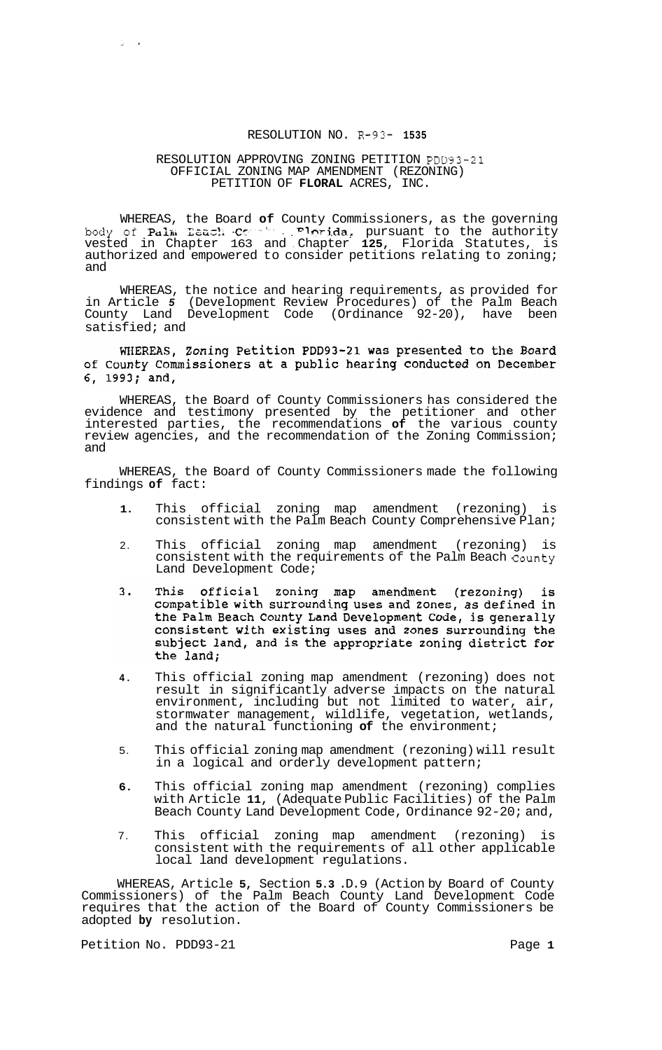RESOLUTION NO. R-93- 1535

RESOLUTION APPROVING ZONING PETITION PDD93-21
OFFICIAL ZONING MAP AMENDMENT (REZONING)
PETITION OF **FLORAL** ACRES, INC.

WHEREAS, the Board **of** County Commissioners, as the governing body of Palm Beach County, Florida, pursuant to the authority vested in Chapter 163 and Chapter **125**, Florida Statutes, is authorized and empowered to consider petitions relating to zoning; and

WHEREAS, the notice and hearing requirements, as provided for in Article *5* (Development Review Procedures) of the Palm Beach County Land Development Code (Ordinance 92-20), have been satisfied; and

WHEREAS, Zoning Petition PDD93-21 was presented to the Board of County Commissioners at a public hearing conducted on December 6, 1993; and,

WHEREAS, the Board of County Commissioners has considered the evidence and testimony presented by the petitioner and other interested parties, the recommendations **of** the various county review agencies, and the recommendation of the Zoning Commission; and

WHEREAS, the Board of County Commissioners made the following findings **of** fact:

1. This official zoning map amendment (rezoning) is consistent with the Palm Beach County Comprehensive Plan;
2. This official zoning map amendment (rezoning) is consistent with the requirements of the Palm Beach County Land Development Code;
3. This official zoning map amendment (rezoning) is compatible with surrounding uses and zones, as defined in the Palm Beach County Land Development Code, is generally consistent with existing uses and zones surrounding the subject land, and is the appropriate zoning district for the land;
4. This official zoning map amendment (rezoning) does not result in significantly adverse impacts on the natural environment, including but not limited to water, air, stormwater management, wildlife, vegetation, wetlands, and the natural functioning **of** the environment;
5. This official zoning map amendment (rezoning) will result in a logical and orderly development pattern;
6. This official zoning map amendment (rezoning) complies with Article **11**, (Adequate Public Facilities) of the Palm Beach County Land Development Code, Ordinance 92-20; and,
7. This official zoning map amendment (rezoning) is consistent with the requirements of all other applicable local land development regulations.

WHEREAS, Article **5**, Section **5.3** .D.9 (Action by Board of County Commissioners) of the Palm Beach County Land Development Code requires that the action of the Board of County Commissioners be adopted **by** resolution.

Petition No. PDD93-21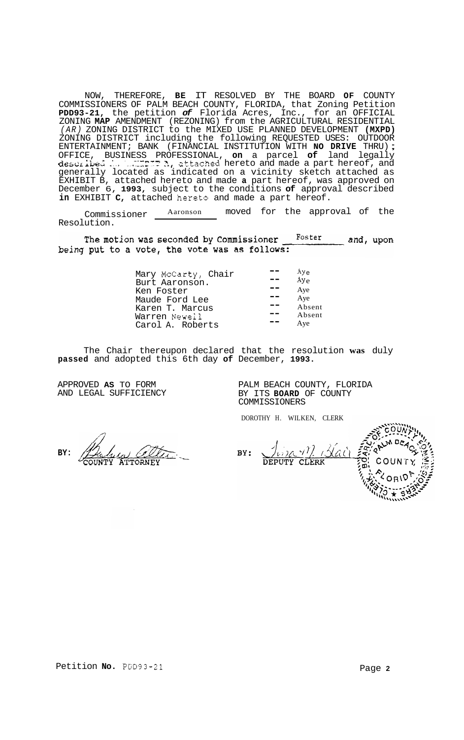NOW, THEREFORE, BE IT RESOLVED BY THE BOARD OF COUNTY COMMISSIONERS OF PALM BEACH COUNTY, FLORIDA, that Zoning Petition **PDD93-21,** the petition *of* Florida Acres, Inc., for an OFFICIAL ZONING **MAP** AMENDMENT (REZONING) from the AGRICULTURAL RESIDENTIAL *(AR)* ZONING DISTRICT to the MIXED USE PLANNED DEVELOPMENT **(MXPD)** ZONING DISTRICT including the following REQUESTED USES: OUTDOOR ENTERTAINMENT; BANK (FINANCIAL INSTITUTION WITH **NO DRIVE** THRU); OFFICE, BUSINESS PROFESSIONAL, **on** a parcel **of** land legally described in EXHIBIT A, attached hereto and made a part hereof, and generally located as indicated on a vicinity sketch attached as EXHIBIT B, attached hereto and made **a** part hereof, was approved on December 6, **1993,** subject to the conditions **of** approval described **in** EXHIBIT **C,** attached hereto and made a part hereof.

Commissioner Aaronson moved for the approval of the Resolution.

The motion was seconded by Commissioner Foster and, upon being put to a vote, the vote was as follows:

| | | |
|---|---|---|
| Mary McCarty, Chair | -- | Aye |
| Burt Aaronson. | -- | Aye |
| Ken Foster | -- | Aye |
| Maude Ford Lee | -- | Aye |
| Karen T. Marcus | -- | Absent |
| Warren Newell | -- | Absent |
| Carol A. Roberts | -- | Aye |

The Chair thereupon declared that the resolution was duly **passed** and adopted this 6th day **of** December, **1993**.

APPROVED **AS** TO FORM
AND LEGAL SUFFICIENCY

BY: COUNTY ATTORNEY

PALM BEACH COUNTY, FLORIDA
BY ITS **BOARD** OF COUNTY
COMMISSIONERS

DOROTHY H. WILKEN, CLERK

BY: DEPUTY CLERK

Petition **No.** PDD93-21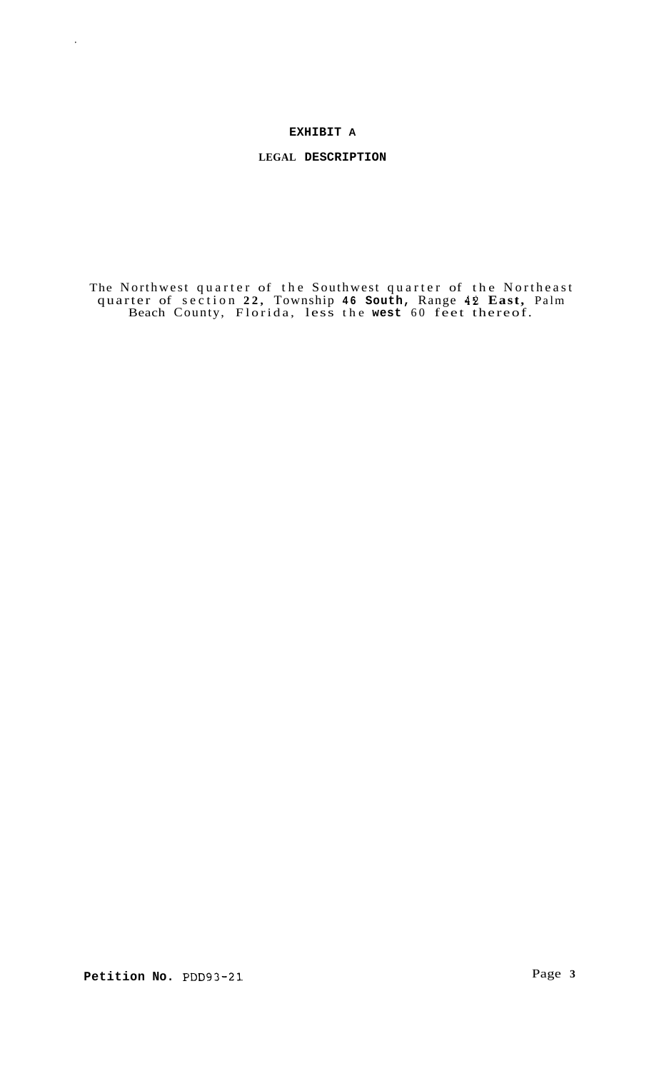# EXHIBIT A

## LEGAL DESCRIPTION

The Northwest quarter of the Southwest quarter of the Northeast quarter of section 22, Township 46 South, Range 42 East, Palm Beach County, Florida, less the west 60 feet thereof.

**Petition No.** PDD93-21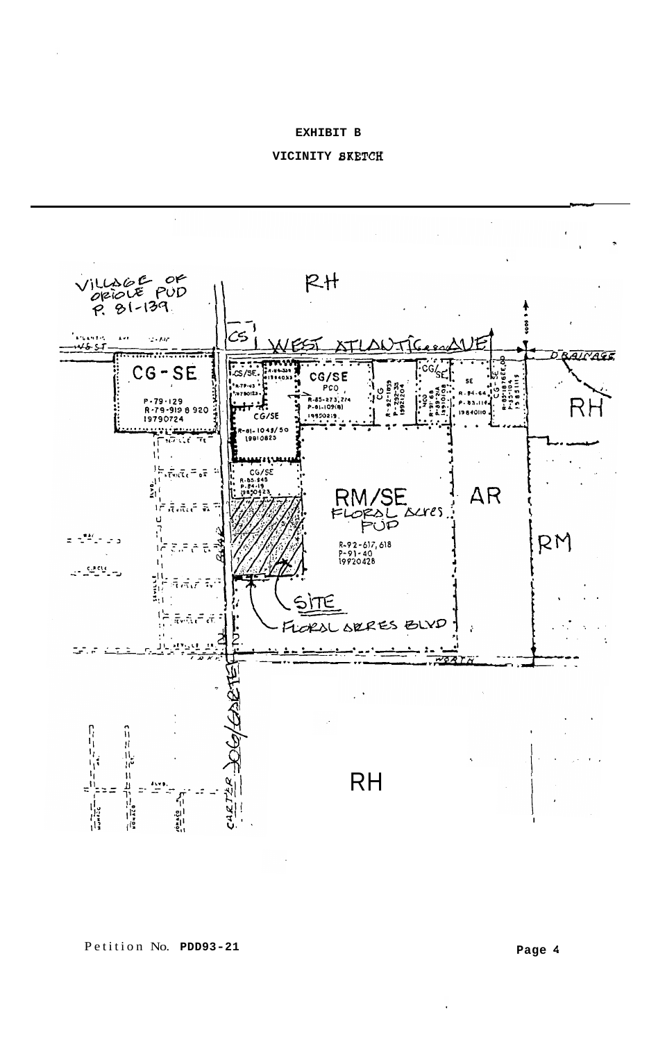**EXHIBIT B**

**VICINITY SKETCH**

VILLAGE OF ORIOLE PUD P. 81-139

RH

CS

WEST ATLANTIC AVE

DRAINAGE

CG-SE

P-79-129
R-79-919 & 920
19790724

CS/SE

CG/SE

PCO

R-85-273, 274
P-81-109(B)
19850219

CG/SE

R-81-1048/50
19810825

CG/SE
R-85-545
P-84-19
19850423

CG

R-92-1939
P-292-33
19921204

CG/SE

SE

R-84-64
P-83-119
19840110

RH

RM/SE
FLORAL ACRES PUD

R-92-617, 618
P-91-40
19920428

AR

RM

SITE

FLORAL ACRES BLVD

NORTH

CARTER ROAD

RH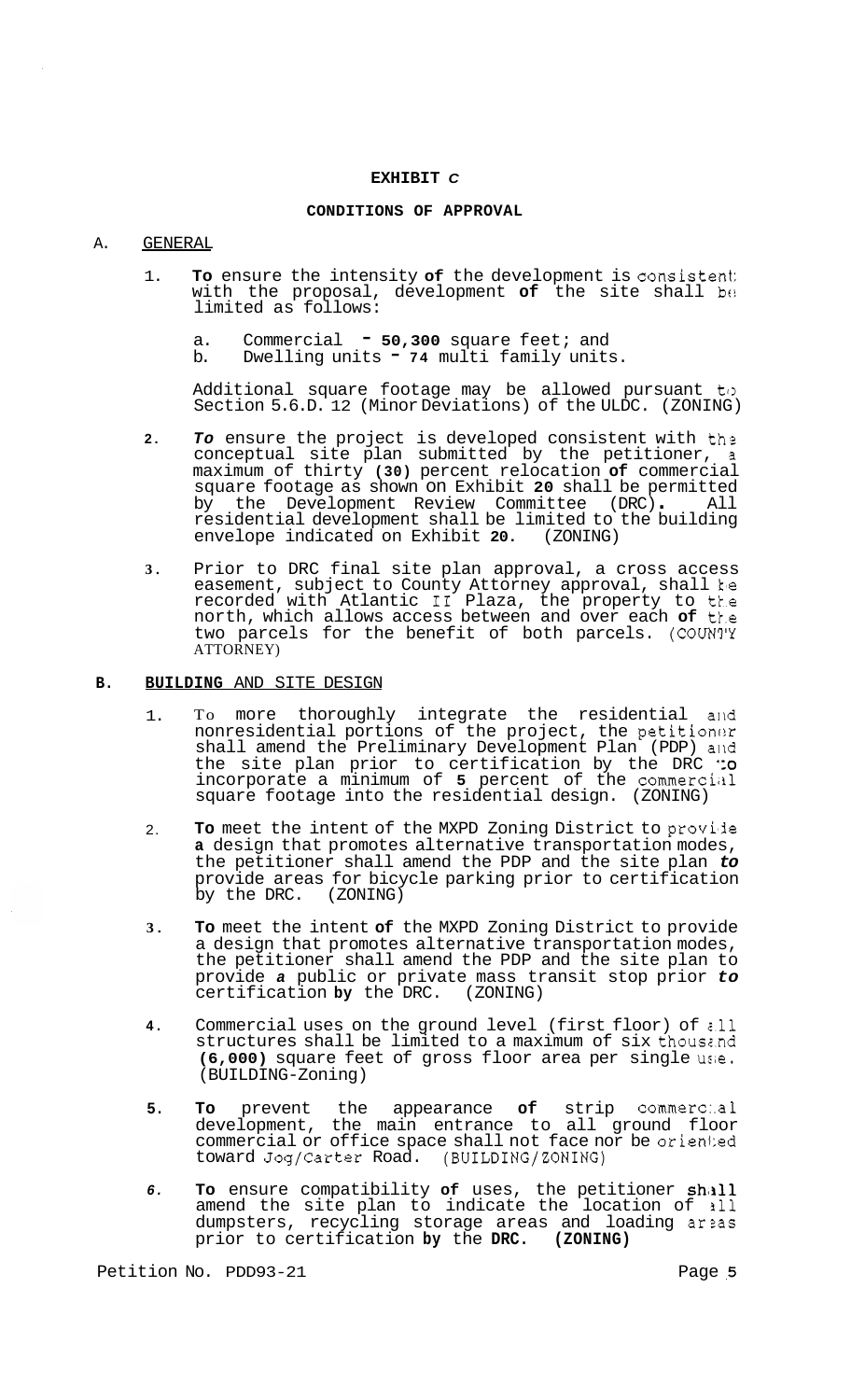**EXHIBIT C**

**CONDITIONS OF APPROVAL**

A. GENERAL

1. **To** ensure the intensity **of** the development is consistent with the proposal, development **of** the site shall be limited as follows:

   a. Commercial - **50,300** square feet; and
   b. Dwelling units - **74** multi family units.

   Additional square footage may be allowed pursuant to Section 5.6.D. 12 (Minor Deviations) of the ULDC. (ZONING)

2. ***To*** ensure the project is developed consistent with the conceptual site plan submitted by the petitioner, a maximum of thirty **(30)** percent relocation **of** commercial square footage as shown on Exhibit **20** shall be permitted by the Development Review Committee (DRC). All residential development shall be limited to the building envelope indicated on Exhibit **20**. (ZONING)

3. Prior to DRC final site plan approval, a cross access easement, subject to County Attorney approval, shall be recorded with Atlantic II Plaza, the property to the north, which allows access between and over each **of** the two parcels for the benefit of both parcels. (COUNTY ATTORNEY)

**B. BUILDING AND SITE DESIGN**

1. To more thoroughly integrate the residential and nonresidential portions of the project, the petitioner shall amend the Preliminary Development Plan (PDP) and the site plan prior to certification by the DRC to incorporate a minimum of **5** percent of the commercial square footage into the residential design. (ZONING)

2. **To** meet the intent of the MXPD Zoning District to provide **a** design that promotes alternative transportation modes, the petitioner shall amend the PDP and the site plan ***to*** provide areas for bicycle parking prior to certification by the DRC. (ZONING)

3. **To** meet the intent **of** the MXPD Zoning District to provide a design that promotes alternative transportation modes, the petitioner shall amend the PDP and the site plan to provide ***a*** public or private mass transit stop prior ***to*** certification **by** the DRC. (ZONING)

4. Commercial uses on the ground level (first floor) of all structures shall be limited to a maximum of six thousand **(6,000)** square feet of gross floor area per single use. (BUILDING-Zoning)

5. **To** prevent the appearance **of** strip commercial development, the main entrance to all ground floor commercial or office space shall not face nor be oriented toward Jog/Carter Road. (BUILDING/ZONING)

6. **To** ensure compatibility **of** uses, the petitioner **shall** amend the site plan to indicate the location of all dumpsters, recycling storage areas and loading areas prior to certification **by** the **DRC. (ZONING)**

Petition No. PDD93-21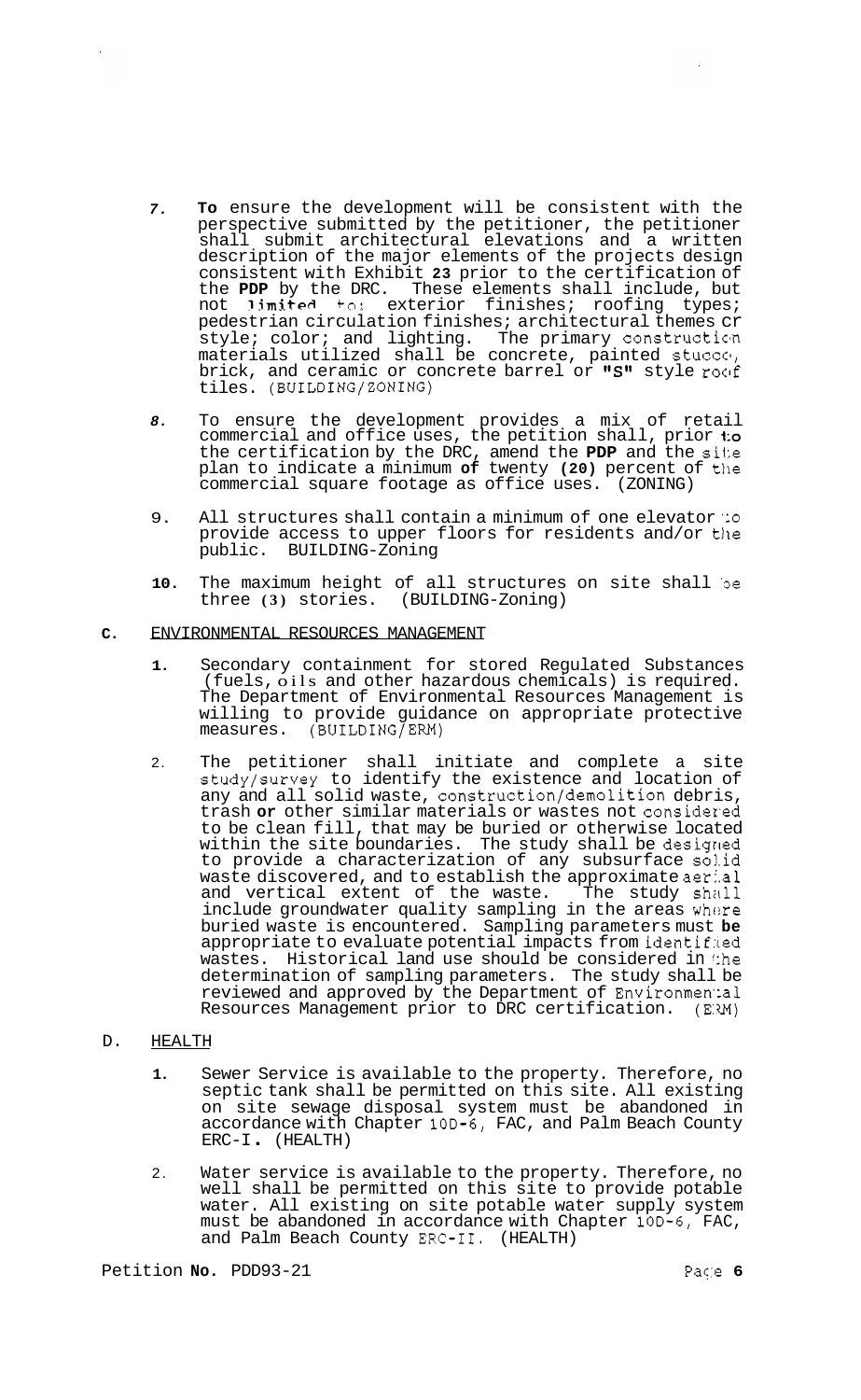7. To ensure the development will be consistent with the perspective submitted by the petitioner, the petitioner shall submit architectural elevations and a written description of the major elements of the projects design consistent with Exhibit 23 prior to the certification of the PDP by the DRC. These elements shall include, but not limited to: exterior finishes; roofing types; pedestrian circulation finishes; architectural themes or style; color; and lighting. The primary construction materials utilized shall be concrete, painted stucco, brick, and ceramic or concrete barrel or "S" style roof tiles. (BUILDING/ZONING)

8. To ensure the development provides a mix of retail commercial and office uses, the petition shall, prior to the certification by the DRC, amend the PDP and the site plan to indicate a minimum of twenty (20) percent of the commercial square footage as office uses. (ZONING)

9. All structures shall contain a minimum of one elevator to provide access to upper floors for residents and/or the public. BUILDING-Zoning

10. The maximum height of all structures on site shall be three (3) stories. (BUILDING-Zoning)

C. ENVIRONMENTAL RESOURCES MANAGEMENT

1. Secondary containment for stored Regulated Substances (fuels, oils and other hazardous chemicals) is required. The Department of Environmental Resources Management is willing to provide guidance on appropriate protective measures. (BUILDING/ERM)

2. The petitioner shall initiate and complete a site study/survey to identify the existence and location of any and all solid waste, construction/demolition debris, trash or other similar materials or wastes not considered to be clean fill, that may be buried or otherwise located within the site boundaries. The study shall be designed to provide a characterization of any subsurface solid waste discovered, and to establish the approximate aerial and vertical extent of the waste. The study shall include groundwater quality sampling in the areas where buried waste is encountered. Sampling parameters must be appropriate to evaluate potential impacts from identified wastes. Historical land use should be considered in the determination of sampling parameters. The study shall be reviewed and approved by the Department of Environmental Resources Management prior to DRC certification. (ERM)

D. HEALTH

1. Sewer Service is available to the property. Therefore, no septic tank shall be permitted on this site. All existing on site sewage disposal system must be abandoned in accordance with Chapter 10D-6, FAC, and Palm Beach County ERC-I. (HEALTH)

2. Water service is available to the property. Therefore, no well shall be permitted on this site to provide potable water. All existing on site potable water supply system must be abandoned in accordance with Chapter 10D-6, FAC, and Palm Beach County ERC-II. (HEALTH)

Petition No. PDD93-21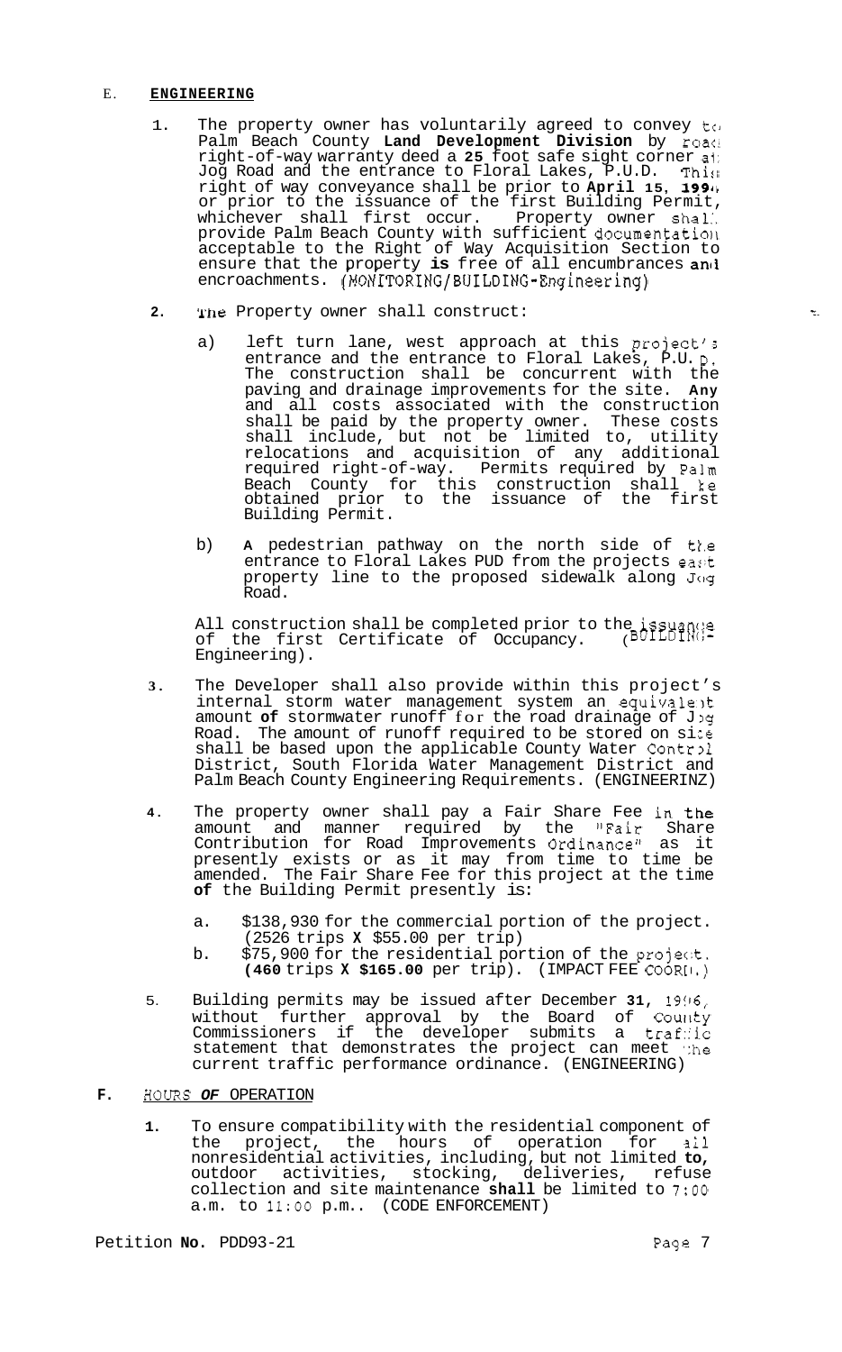E. **ENGINEERING**

1. The property owner has voluntarily agreed to convey to Palm Beach County **Land Development Division** by road right-of-way warranty deed a **25** foot safe sight corner at Jog Road and the entrance to Floral Lakes, P.U.D. This right of way conveyance shall be prior to **April 15, 1994**, or prior to the issuance of the first Building Permit, whichever shall first occur. Property owner shall provide Palm Beach County with sufficient documentation acceptable to the Right of Way Acquisition Section to ensure that the property **is** free of all encumbrances and encroachments. (MONITORING/BUILDING-Engineering)

2. The Property owner shall construct:

   a) left turn lane, west approach at this project's entrance and the entrance to Floral Lakes, P.U.D. The construction shall be concurrent with the paving and drainage improvements for the site. **Any** and all costs associated with the construction shall be paid by the property owner. These costs shall include, but not be limited to, utility relocations and acquisition of any additional required right-of-way. Permits required by Palm Beach County for this construction shall be obtained prior to the issuance of the first Building Permit.

   b) **A** pedestrian pathway on the north side of the entrance to Floral Lakes PUD from the projects east property line to the proposed sidewalk along Jog Road.

   All construction shall be completed prior to the issuance of the first Certificate of Occupancy. (BUILDING-Engineering).

3. The Developer shall also provide within this project's internal storm water management system an equivalent amount **of** stormwater runoff for the road drainage of Jog Road. The amount of runoff required to be stored on site shall be based upon the applicable County Water Control District, South Florida Water Management District and Palm Beach County Engineering Requirements. (ENGINEERINZ)

4. The property owner shall pay a Fair Share Fee in the amount and manner required by the "Fair Share Contribution for Road Improvements Ordinance" as it presently exists or as it may from time to time be amended. The Fair Share Fee for this project at the time **of** the Building Permit presently **is:**

   a. $138,930 for the commercial portion of the project. (2526 trips **X** $55.00 per trip)
   b. $75,900 for the residential portion of the project. **(460** trips **X $165.00** per trip). (IMPACT FEE COORD.)

5. Building permits may be issued after December **31**, 1996, without further approval by the Board of County Commissioners if the developer submits a traffic statement that demonstrates the project can meet the current traffic performance ordinance. (ENGINEERING)

**F.** HOURS ***OF*** OPERATION

1. To ensure compatibility with the residential component of the project, the hours of operation for all nonresidential activities, including, but not limited **to,** outdoor activities, stocking, deliveries, refuse collection and site maintenance **shall** be limited to 7:00 a.m. to 11:00 p.m.. (CODE ENFORCEMENT)

Petition **No.** PDD93-21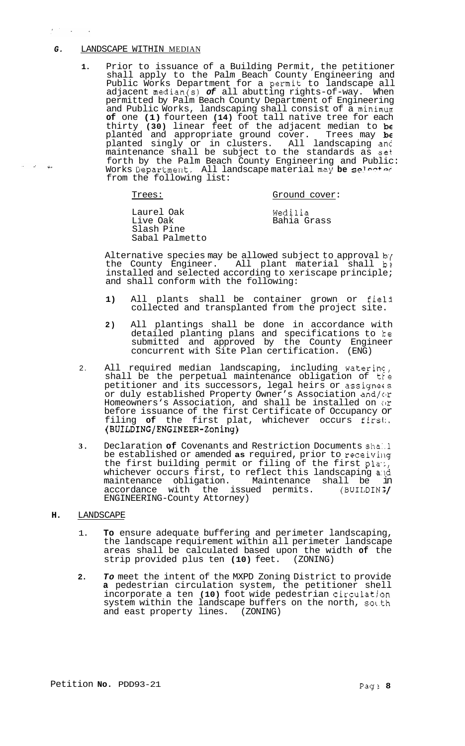## G. LANDSCAPE WITHIN MEDIAN

1. Prior to issuance of a Building Permit, the petitioner shall apply to the Palm Beach County Engineering and Public Works Department for a permit to landscape all adjacent median(s) *of* all abutting rights-of-way. When permitted by Palm Beach County Department of Engineering and Public Works, landscaping shall consist of a minimum **of** one **(1)** fourteen **(14)** foot tall native tree for each thirty **(30)** linear feet of the adjacent median to be planted and appropriate ground cover. Trees may be planted singly or in clusters. All landscaping and maintenance shall be subject to the standards as set forth by the Palm Beach County Engineering and Public Works Department. All landscape material may be selected from the following list:

   | Trees: | Ground cover: |
   |---|---|
   | Laurel Oak | Wedilia |
   | Live Oak | Bahia Grass |
   | Slash Pine | |
   | Sabal Palmetto | |

   Alternative species may be allowed subject to approval by the County Engineer. All plant material shall be installed and selected according to xeriscape principles and shall conform with the following:

   **1)** All plants shall be container grown or field collected and transplanted from the project site.

   **2)** All plantings shall be done in accordance with detailed planting plans and specifications to be submitted and approved by the County Engineer concurrent with Site Plan certification. (ENG)

2. All required median landscaping, including watering, shall be the perpetual maintenance obligation of the petitioner and its successors, legal heirs or assignees or duly established Property Owner's Association and/or Homeowners's Association, and shall be installed on or before issuance of the first Certificate of Occupancy or filing **of** the first plat, whichever occurs first. (BUILDING/ENGINEER-Zoning)

3. Declaration **of** Covenants and Restriction Documents shall be established or amended **as** required, prior to receiving the first building permit or filing of the first plat, whichever occurs first, to reflect this landscaping and maintenance obligation. Maintenance shall be in accordance with the issued permits. (BUILDING/ENGINEERING-County Attorney)

## H. LANDSCAPE

1. **To** ensure adequate buffering and perimeter landscaping, the landscape requirement within all perimeter landscape areas shall be calculated based upon the width **of** the strip provided plus ten **(10)** feet. (ZONING)

2. ***To*** meet the intent of the MXPD Zoning District to provide **a** pedestrian circulation system, the petitioner shall incorporate a ten **(10)** foot wide pedestrian circulation system within the landscape buffers on the north, south and east property lines. (ZONING)

Petition **No.** PDD93-21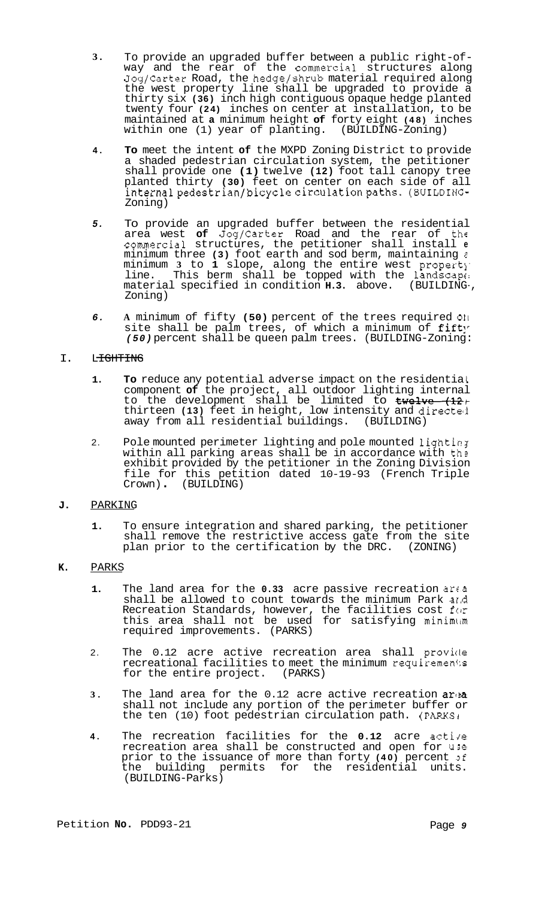3. To provide an upgraded buffer between a public right-of-way and the rear of the commercial structures along Jog/Carter Road, the hedge/shrub material required along the west property line shall be upgraded to provide a thirty six **(36)** inch high contiguous opaque hedge planted twenty four **(24)** inches on center at installation, to be maintained at **a** minimum height **of** forty eight **(48)** inches within one (1) year of planting. (BUILDING-Zoning)

4. **To** meet the intent **of** the MXPD Zoning District to provide a shaded pedestrian circulation system, the petitioner shall provide one **(1)** twelve **(12)** foot tall canopy tree planted thirty **(30)** feet on center on each side of all internal pedestrian/bicycle circulation paths. (BUILDING-Zoning)

5. To provide an upgraded buffer between the residential area west **of** Jog/Carter Road and the rear of the commercial structures, the petitioner shall install a minimum three **(3)** foot earth and sod berm, maintaining a minimum **3** to **1** slope, along the entire west property line. This berm shall be topped with the landscape material specified in condition **H.3.** above. (BUILDING-Zoning)

6. **A** minimum of fifty **(50)** percent of the trees required on site shall be palm trees, of which a minimum of **fifty** ***(50)*** percent shall be queen palm trees. (BUILDING-Zoning)

I. ~~LIGHTING~~

1. **To** reduce any potential adverse impact on the residential component **of** the project, all outdoor lighting internal to the development shall be limited to ~~**twelve (12)**~~ thirteen **(13)** feet in height, low intensity and directed away from all residential buildings. (BUILDING)

2. Pole mounted perimeter lighting and pole mounted lighting within all parking areas shall be in accordance with the exhibit provided by the petitioner in the Zoning Division file for this petition dated 10-19-93 (French Triple Crown)**.** (BUILDING)

**J.** PARKING

1. To ensure integration and shared parking, the petitioner shall remove the restrictive access gate from the site plan prior to the certification by the DRC. (ZONING)

**K.** PARKS

1. The land area for the **0.33** acre passive recreation area shall be allowed to count towards the minimum Park and Recreation Standards, however, the facilities cost for this area shall not be used for satisfying minimum required improvements. (PARKS)

2. The 0.12 acre active recreation area shall provide recreational facilities to meet the minimum requirements for the entire project. (PARKS)

3. The land area for the 0.12 acre active recreation area shall not include any portion of the perimeter buffer or the ten (10) foot pedestrian circulation path. (PARKS)

4. The recreation facilities for the **0.12** acre active recreation area shall be constructed and open for use prior to the issuance of more than forty **(40)** percent of the building permits for the residential units. (BUILDING-Parks)

Petition **No.** PDD93-21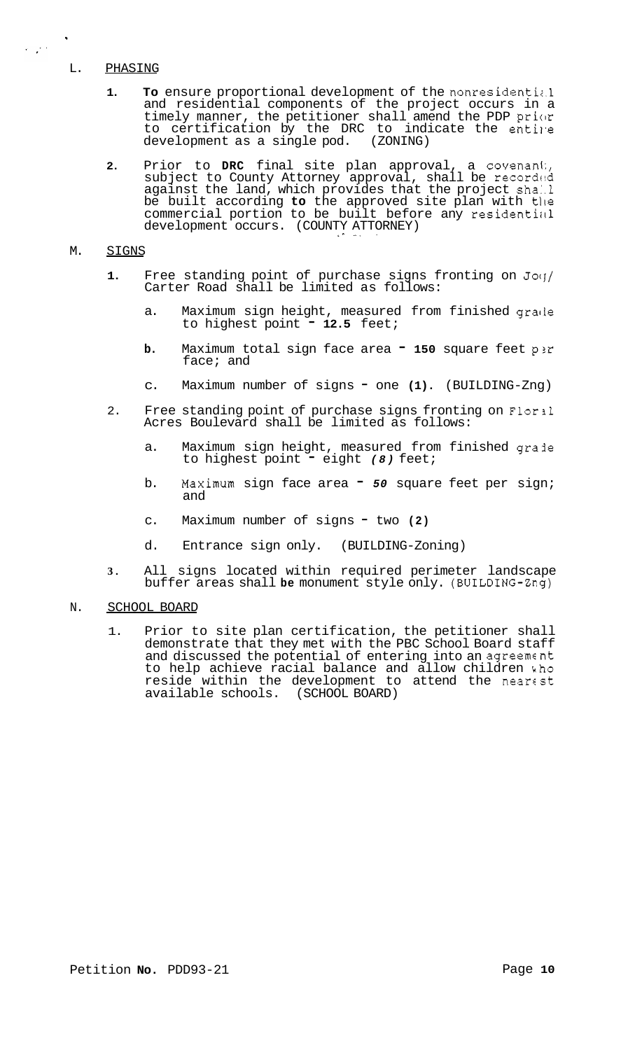L. PHASING

1. To ensure proportional development of the nonresidential and residential components of the project occurs in a timely manner, the petitioner shall amend the PDP prior to certification by the DRC to indicate the entire development as a single pod. (ZONING)

2. Prior to DRC final site plan approval, a covenant, subject to County Attorney approval, shall be recorded against the land, which provides that the project shall be built according to the approved site plan with the commercial portion to be built before any residential development occurs. (COUNTY ATTORNEY)

M. SIGNS

1. Free standing point of purchase signs fronting on Jog/ Carter Road shall be limited as follows:

   a. Maximum sign height, measured from finished grade to highest point - 12.5 feet;

   b. Maximum total sign face area - 150 square feet per face; and

   c. Maximum number of signs - one (1). (BUILDING-Zng)

2. Free standing point of purchase signs fronting on Floral Acres Boulevard shall be limited as follows:

   a. Maximum sign height, measured from finished grade to highest point - eight (8) feet;

   b. Maximum sign face area - 50 square feet per sign; and

   c. Maximum number of signs - two (2)

   d. Entrance sign only. (BUILDING-Zoning)

3. All signs located within required perimeter landscape buffer areas shall be monument style only. (BUILDING-Zng)

N. SCHOOL BOARD

1. Prior to site plan certification, the petitioner shall demonstrate that they met with the PBC School Board staff and discussed the potential of entering into an agreement to help achieve racial balance and allow children who reside within the development to attend the nearest available schools. (SCHOOL BOARD)

Petition No. PDD93-21